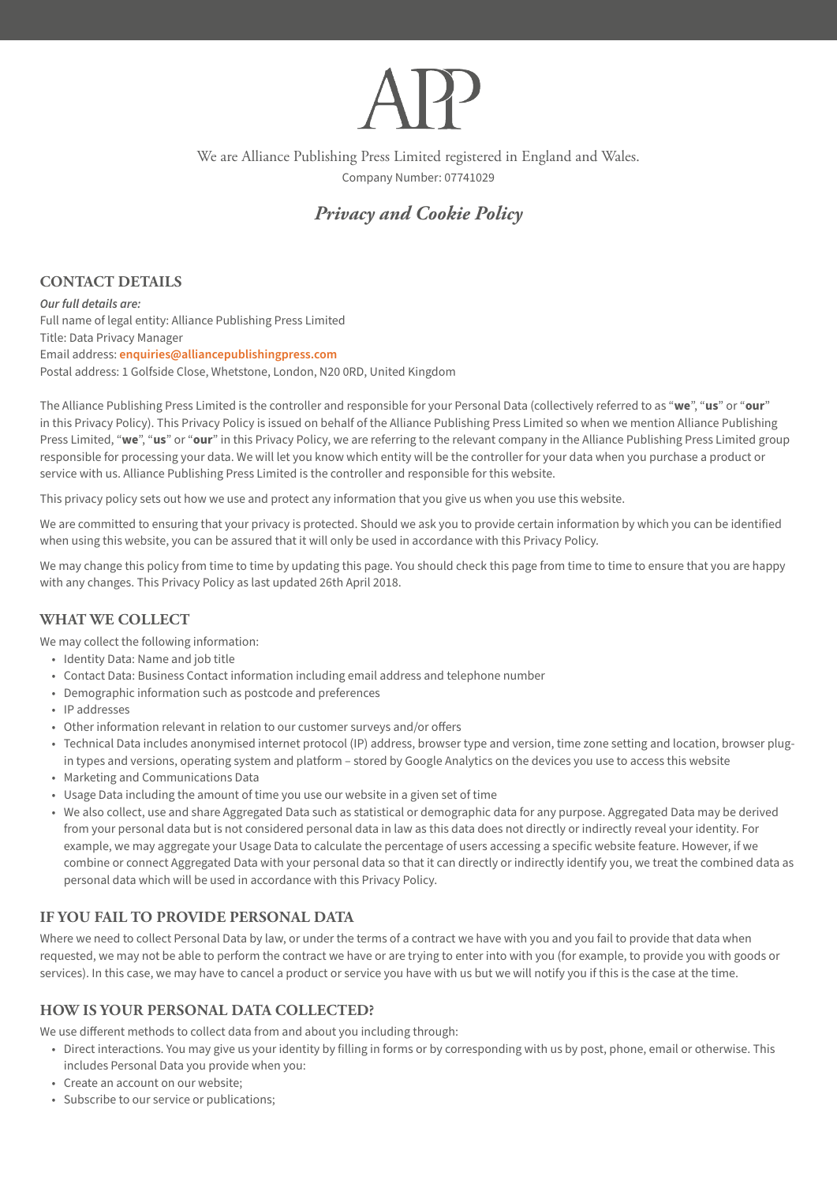APP

We are Alliance Publishing Press Limited registered in England and Wales.
Company Number: 07741029

# *Privacy and Cookie Policy*

## CONTACT DETAILS

***Our full details are:***
Full name of legal entity: Alliance Publishing Press Limited
Title: Data Privacy Manager
Email address: **enquiries@alliancepublishingpress.com**
Postal address: 1 Golfside Close, Whetstone, London, N20 0RD, United Kingdom

The Alliance Publishing Press Limited is the controller and responsible for your Personal Data (collectively referred to as "**we**", "**us**" or "**our**" in this Privacy Policy). This Privacy Policy is issued on behalf of the Alliance Publishing Press Limited so when we mention Alliance Publishing Press Limited, "**we**", "**us**" or "**our**" in this Privacy Policy, we are referring to the relevant company in the Alliance Publishing Press Limited group responsible for processing your data. We will let you know which entity will be the controller for your data when you purchase a product or service with us. Alliance Publishing Press Limited is the controller and responsible for this website.

This privacy policy sets out how we use and protect any information that you give us when you use this website.

We are committed to ensuring that your privacy is protected. Should we ask you to provide certain information by which you can be identified when using this website, you can be assured that it will only be used in accordance with this Privacy Policy.

We may change this policy from time to time by updating this page. You should check this page from time to time to ensure that you are happy with any changes. This Privacy Policy as last updated 26th April 2018.

## WHAT WE COLLECT

We may collect the following information:

- Identity Data: Name and job title
- Contact Data: Business Contact information including email address and telephone number
- Demographic information such as postcode and preferences
- IP addresses
- Other information relevant in relation to our customer surveys and/or offers
- Technical Data includes anonymised internet protocol (IP) address, browser type and version, time zone setting and location, browser plug-in types and versions, operating system and platform – stored by Google Analytics on the devices you use to access this website
- Marketing and Communications Data
- Usage Data including the amount of time you use our website in a given set of time
- We also collect, use and share Aggregated Data such as statistical or demographic data for any purpose. Aggregated Data may be derived from your personal data but is not considered personal data in law as this data does not directly or indirectly reveal your identity. For example, we may aggregate your Usage Data to calculate the percentage of users accessing a specific website feature. However, if we combine or connect Aggregated Data with your personal data so that it can directly or indirectly identify you, we treat the combined data as personal data which will be used in accordance with this Privacy Policy.

## IF YOU FAIL TO PROVIDE PERSONAL DATA

Where we need to collect Personal Data by law, or under the terms of a contract we have with you and you fail to provide that data when requested, we may not be able to perform the contract we have or are trying to enter into with you (for example, to provide you with goods or services). In this case, we may have to cancel a product or service you have with us but we will notify you if this is the case at the time.

## HOW IS YOUR PERSONAL DATA COLLECTED?

We use different methods to collect data from and about you including through:

- Direct interactions. You may give us your identity by filling in forms or by corresponding with us by post, phone, email or otherwise. This includes Personal Data you provide when you:
- Create an account on our website;
- Subscribe to our service or publications;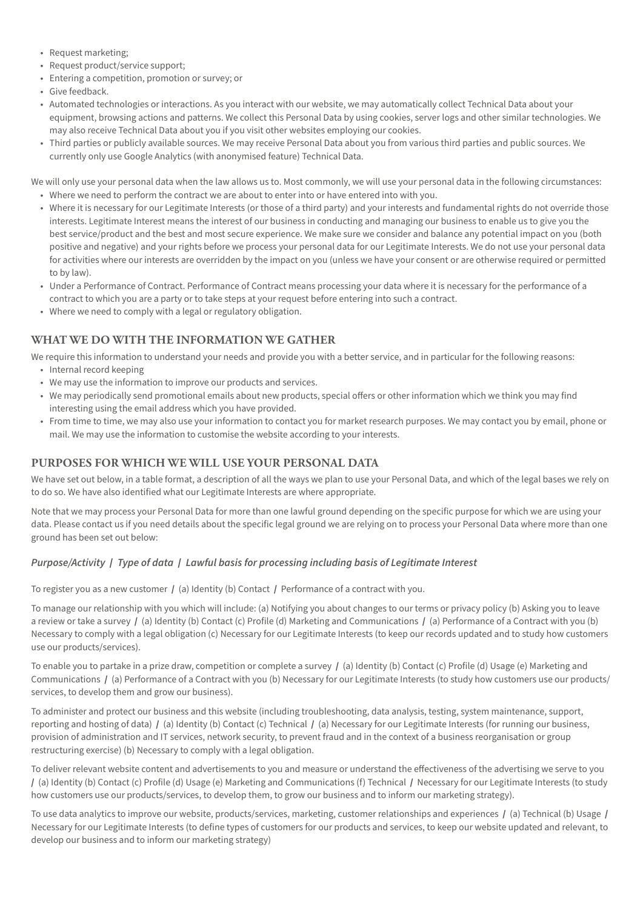- Request marketing;
- Request product/service support;
- Entering a competition, promotion or survey; or
- Give feedback.
- Automated technologies or interactions. As you interact with our website, we may automatically collect Technical Data about your equipment, browsing actions and patterns. We collect this Personal Data by using cookies, server logs and other similar technologies. We may also receive Technical Data about you if you visit other websites employing our cookies.
- Third parties or publicly available sources. We may receive Personal Data about you from various third parties and public sources. We currently only use Google Analytics (with anonymised feature) Technical Data.

We will only use your personal data when the law allows us to. Most commonly, we will use your personal data in the following circumstances:

- Where we need to perform the contract we are about to enter into or have entered into with you.
- Where it is necessary for our Legitimate Interests (or those of a third party) and your interests and fundamental rights do not override those interests. Legitimate Interest means the interest of our business in conducting and managing our business to enable us to give you the best service/product and the best and most secure experience. We make sure we consider and balance any potential impact on you (both positive and negative) and your rights before we process your personal data for our Legitimate Interests. We do not use your personal data for activities where our interests are overridden by the impact on you (unless we have your consent or are otherwise required or permitted to by law).
- Under a Performance of Contract. Performance of Contract means processing your data where it is necessary for the performance of a contract to which you are a party or to take steps at your request before entering into such a contract.
- Where we need to comply with a legal or regulatory obligation.

## WHAT WE DO WITH THE INFORMATION WE GATHER

We require this information to understand your needs and provide you with a better service, and in particular for the following reasons:

- Internal record keeping
- We may use the information to improve our products and services.
- We may periodically send promotional emails about new products, special offers or other information which we think you may find interesting using the email address which you have provided.
- From time to time, we may also use your information to contact you for market research purposes. We may contact you by email, phone or mail. We may use the information to customise the website according to your interests.

## PURPOSES FOR WHICH WE WILL USE YOUR PERSONAL DATA

We have set out below, in a table format, a description of all the ways we plan to use your Personal Data, and which of the legal bases we rely on to do so. We have also identified what our Legitimate Interests are where appropriate.

Note that we may process your Personal Data for more than one lawful ground depending on the specific purpose for which we are using your data. Please contact us if you need details about the specific legal ground we are relying on to process your Personal Data where more than one ground has been set out below:

***Purpose/Activity | Type of data | Lawful basis for processing including basis of Legitimate Interest***

To register you as a new customer **/** (a) Identity (b) Contact **/** Performance of a contract with you.

To manage our relationship with you which will include: (a) Notifying you about changes to our terms or privacy policy (b) Asking you to leave a review or take a survey **/** (a) Identity (b) Contact (c) Profile (d) Marketing and Communications **/** (a) Performance of a Contract with you (b) Necessary to comply with a legal obligation (c) Necessary for our Legitimate Interests (to keep our records updated and to study how customers use our products/services).

To enable you to partake in a prize draw, competition or complete a survey **/** (a) Identity (b) Contact (c) Profile (d) Usage (e) Marketing and Communications **/** (a) Performance of a Contract with you (b) Necessary for our Legitimate Interests (to study how customers use our products/services, to develop them and grow our business).

To administer and protect our business and this website (including troubleshooting, data analysis, testing, system maintenance, support, reporting and hosting of data) **/** (a) Identity (b) Contact (c) Technical **/** (a) Necessary for our Legitimate Interests (for running our business, provision of administration and IT services, network security, to prevent fraud and in the context of a business reorganisation or group restructuring exercise) (b) Necessary to comply with a legal obligation.

To deliver relevant website content and advertisements to you and measure or understand the effectiveness of the advertising we serve to you **/** (a) Identity (b) Contact (c) Profile (d) Usage (e) Marketing and Communications (f) Technical **/** Necessary for our Legitimate Interests (to study how customers use our products/services, to develop them, to grow our business and to inform our marketing strategy).

To use data analytics to improve our website, products/services, marketing, customer relationships and experiences **/** (a) Technical (b) Usage **/** Necessary for our Legitimate Interests (to define types of customers for our products and services, to keep our website updated and relevant, to develop our business and to inform our marketing strategy)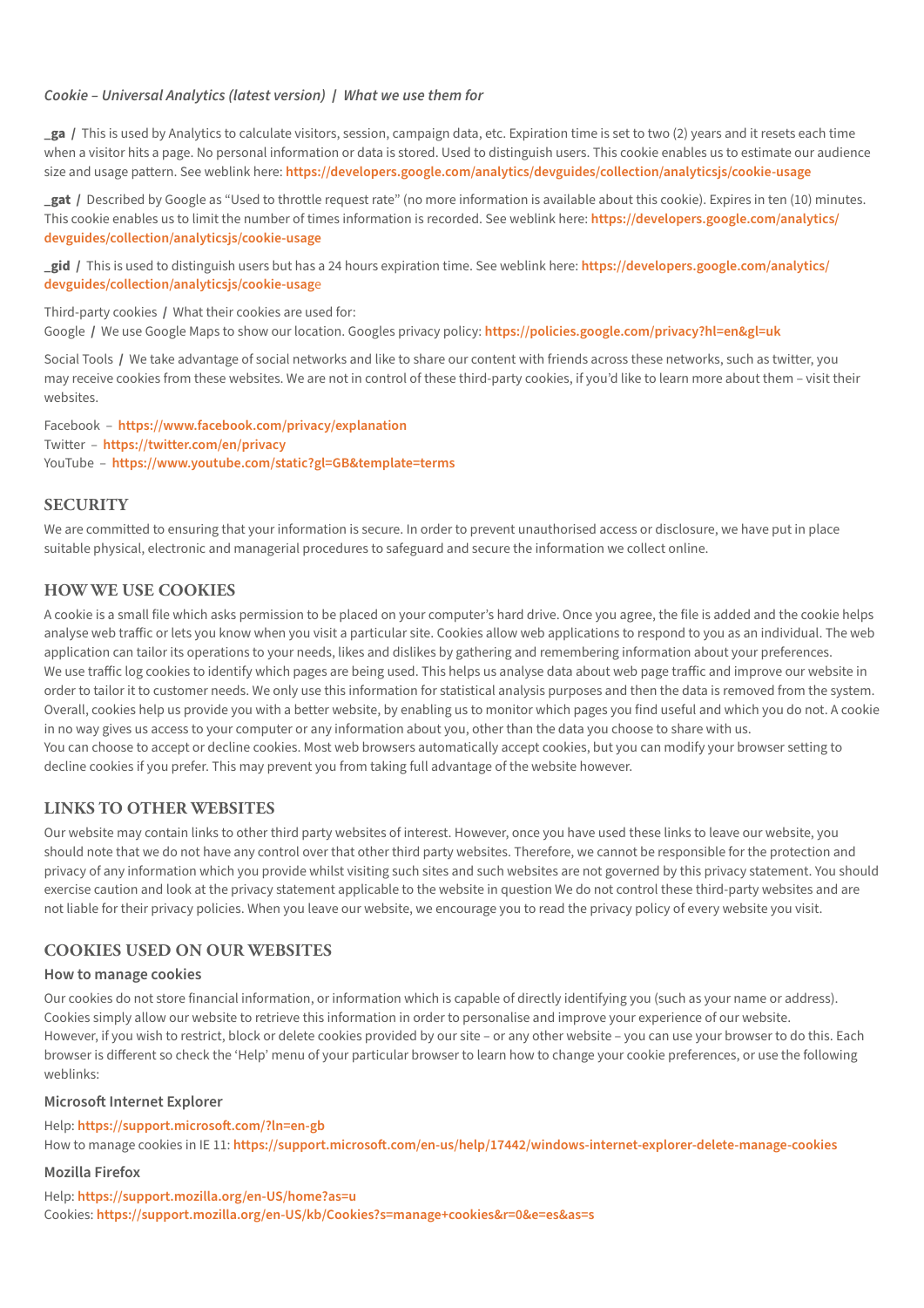*Cookie – Universal Analytics (latest version) | What we use them for*

**_ga** / This is used by Analytics to calculate visitors, session, campaign data, etc. Expiration time is set to two (2) years and it resets each time when a visitor hits a page. No personal information or data is stored. Used to distinguish users. This cookie enables us to estimate our audience size and usage pattern. See weblink here: **https://developers.google.com/analytics/devguides/collection/analyticsjs/cookie-usage**

**_gat** / Described by Google as "Used to throttle request rate" (no more information is available about this cookie). Expires in ten (10) minutes. This cookie enables us to limit the number of times information is recorded. See weblink here: **https://developers.google.com/analytics/devguides/collection/analyticsjs/cookie-usage**

**_gid** / This is used to distinguish users but has a 24 hours expiration time. See weblink here: **https://developers.google.com/analytics/devguides/collection/analyticsjs/cookie-usage**

Third-party cookies / What their cookies are used for:
Google / We use Google Maps to show our location. Googles privacy policy: **https://policies.google.com/privacy?hl=en&gl=uk**

Social Tools / We take advantage of social networks and like to share our content with friends across these networks, such as twitter, you may receive cookies from these websites. We are not in control of these third-party cookies, if you'd like to learn more about them – visit their websites.

Facebook – **https://www.facebook.com/privacy/explanation**
Twitter – **https://twitter.com/en/privacy**
YouTube – **https://www.youtube.com/static?gl=GB&template=terms**

## SECURITY

We are committed to ensuring that your information is secure. In order to prevent unauthorised access or disclosure, we have put in place suitable physical, electronic and managerial procedures to safeguard and secure the information we collect online.

## HOW WE USE COOKIES

A cookie is a small file which asks permission to be placed on your computer's hard drive. Once you agree, the file is added and the cookie helps analyse web traffic or lets you know when you visit a particular site. Cookies allow web applications to respond to you as an individual. The web application can tailor its operations to your needs, likes and dislikes by gathering and remembering information about your preferences.
We use traffic log cookies to identify which pages are being used. This helps us analyse data about web page traffic and improve our website in order to tailor it to customer needs. We only use this information for statistical analysis purposes and then the data is removed from the system. Overall, cookies help us provide you with a better website, by enabling us to monitor which pages you find useful and which you do not. A cookie in no way gives us access to your computer or any information about you, other than the data you choose to share with us.
You can choose to accept or decline cookies. Most web browsers automatically accept cookies, but you can modify your browser setting to decline cookies if you prefer. This may prevent you from taking full advantage of the website however.

## LINKS TO OTHER WEBSITES

Our website may contain links to other third party websites of interest. However, once you have used these links to leave our website, you should note that we do not have any control over that other third party websites. Therefore, we cannot be responsible for the protection and privacy of any information which you provide whilst visiting such sites and such websites are not governed by this privacy statement. You should exercise caution and look at the privacy statement applicable to the website in question We do not control these third-party websites and are not liable for their privacy policies. When you leave our website, we encourage you to read the privacy policy of every website you visit.

## COOKIES USED ON OUR WEBSITES

### How to manage cookies

Our cookies do not store financial information, or information which is capable of directly identifying you (such as your name or address). Cookies simply allow our website to retrieve this information in order to personalise and improve your experience of our website.
However, if you wish to restrict, block or delete cookies provided by our site – or any other website – you can use your browser to do this. Each browser is different so check the 'Help' menu of your particular browser to learn how to change your cookie preferences, or use the following weblinks:

### Microsoft Internet Explorer

Help: **https://support.microsoft.com/?ln=en-gb**
How to manage cookies in IE 11: **https://support.microsoft.com/en-us/help/17442/windows-internet-explorer-delete-manage-cookies**

### Mozilla Firefox

Help: **https://support.mozilla.org/en-US/home?as=u**
Cookies: **https://support.mozilla.org/en-US/kb/Cookies?s=manage+cookies&r=0&e=es&as=s**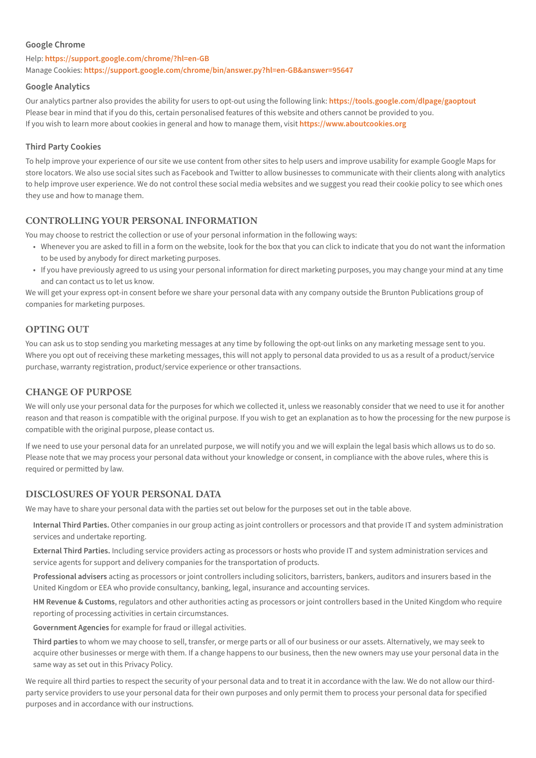### Google Chrome

Help: **https://support.google.com/chrome/?hl=en-GB**
Manage Cookies: **https://support.google.com/chrome/bin/answer.py?hl=en-GB&answer=95647**

### Google Analytics

Our analytics partner also provides the ability for users to opt-out using the following link: **https://tools.google.com/dlpage/gaoptout**
Please bear in mind that if you do this, certain personalised features of this website and others cannot be provided to you.
If you wish to learn more about cookies in general and how to manage them, visit **https://www.aboutcookies.org**

### Third Party Cookies

To help improve your experience of our site we use content from other sites to help users and improve usability for example Google Maps for store locators. We also use social sites such as Facebook and Twitter to allow businesses to communicate with their clients along with analytics to help improve user experience. We do not control these social media websites and we suggest you read their cookie policy to see which ones they use and how to manage them.

## CONTROLLING YOUR PERSONAL INFORMATION

You may choose to restrict the collection or use of your personal information in the following ways:

- Whenever you are asked to fill in a form on the website, look for the box that you can click to indicate that you do not want the information to be used by anybody for direct marketing purposes.
- If you have previously agreed to us using your personal information for direct marketing purposes, you may change your mind at any time and can contact us to let us know.

We will get your express opt-in consent before we share your personal data with any company outside the Brunton Publications group of companies for marketing purposes.

## OPTING OUT

You can ask us to stop sending you marketing messages at any time by following the opt-out links on any marketing message sent to you. Where you opt out of receiving these marketing messages, this will not apply to personal data provided to us as a result of a product/service purchase, warranty registration, product/service experience or other transactions.

## CHANGE OF PURPOSE

We will only use your personal data for the purposes for which we collected it, unless we reasonably consider that we need to use it for another reason and that reason is compatible with the original purpose. If you wish to get an explanation as to how the processing for the new purpose is compatible with the original purpose, please contact us.

If we need to use your personal data for an unrelated purpose, we will notify you and we will explain the legal basis which allows us to do so. Please note that we may process your personal data without your knowledge or consent, in compliance with the above rules, where this is required or permitted by law.

## DISCLOSURES OF YOUR PERSONAL DATA

We may have to share your personal data with the parties set out below for the purposes set out in the table above.

**Internal Third Parties.** Other companies in our group acting as joint controllers or processors and that provide IT and system administration services and undertake reporting.

**External Third Parties.** Including service providers acting as processors or hosts who provide IT and system administration services and service agents for support and delivery companies for the transportation of products.

**Professional advisers** acting as processors or joint controllers including solicitors, barristers, bankers, auditors and insurers based in the United Kingdom or EEA who provide consultancy, banking, legal, insurance and accounting services.

**HM Revenue & Customs**, regulators and other authorities acting as processors or joint controllers based in the United Kingdom who require reporting of processing activities in certain circumstances.

**Government Agencies** for example for fraud or illegal activities.

**Third parties** to whom we may choose to sell, transfer, or merge parts or all of our business or our assets. Alternatively, we may seek to acquire other businesses or merge with them. If a change happens to our business, then the new owners may use your personal data in the same way as set out in this Privacy Policy.

We require all third parties to respect the security of your personal data and to treat it in accordance with the law. We do not allow our third-party service providers to use your personal data for their own purposes and only permit them to process your personal data for specified purposes and in accordance with our instructions.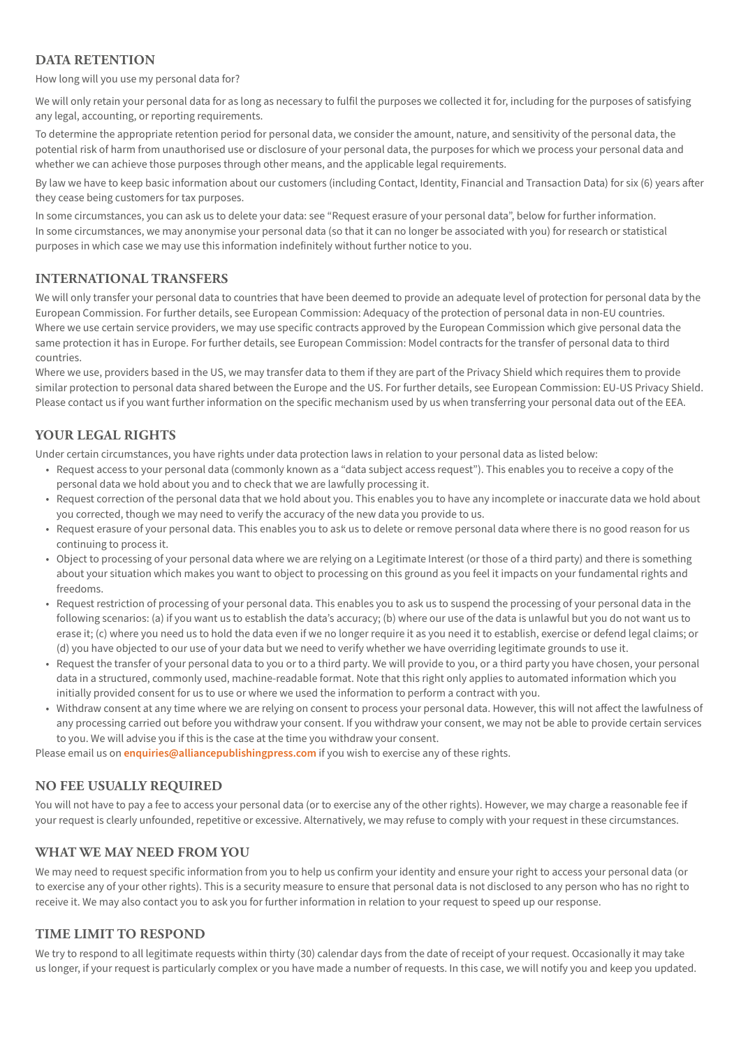## DATA RETENTION

How long will you use my personal data for?

We will only retain your personal data for as long as necessary to fulfil the purposes we collected it for, including for the purposes of satisfying any legal, accounting, or reporting requirements.

To determine the appropriate retention period for personal data, we consider the amount, nature, and sensitivity of the personal data, the potential risk of harm from unauthorised use or disclosure of your personal data, the purposes for which we process your personal data and whether we can achieve those purposes through other means, and the applicable legal requirements.

By law we have to keep basic information about our customers (including Contact, Identity, Financial and Transaction Data) for six (6) years after they cease being customers for tax purposes.

In some circumstances, you can ask us to delete your data: see "Request erasure of your personal data", below for further information.
In some circumstances, we may anonymise your personal data (so that it can no longer be associated with you) for research or statistical purposes in which case we may use this information indefinitely without further notice to you.

## INTERNATIONAL TRANSFERS

We will only transfer your personal data to countries that have been deemed to provide an adequate level of protection for personal data by the European Commission. For further details, see European Commission: Adequacy of the protection of personal data in non-EU countries.
Where we use certain service providers, we may use specific contracts approved by the European Commission which give personal data the same protection it has in Europe. For further details, see European Commission: Model contracts for the transfer of personal data to third countries.
Where we use, providers based in the US, we may transfer data to them if they are part of the Privacy Shield which requires them to provide similar protection to personal data shared between the Europe and the US. For further details, see European Commission: EU-US Privacy Shield.
Please contact us if you want further information on the specific mechanism used by us when transferring your personal data out of the EEA.

## YOUR LEGAL RIGHTS

Under certain circumstances, you have rights under data protection laws in relation to your personal data as listed below:

- Request access to your personal data (commonly known as a "data subject access request"). This enables you to receive a copy of the personal data we hold about you and to check that we are lawfully processing it.
- Request correction of the personal data that we hold about you. This enables you to have any incomplete or inaccurate data we hold about you corrected, though we may need to verify the accuracy of the new data you provide to us.
- Request erasure of your personal data. This enables you to ask us to delete or remove personal data where there is no good reason for us continuing to process it.
- Object to processing of your personal data where we are relying on a Legitimate Interest (or those of a third party) and there is something about your situation which makes you want to object to processing on this ground as you feel it impacts on your fundamental rights and freedoms.
- Request restriction of processing of your personal data. This enables you to ask us to suspend the processing of your personal data in the following scenarios: (a) if you want us to establish the data's accuracy; (b) where our use of the data is unlawful but you do not want us to erase it; (c) where you need us to hold the data even if we no longer require it as you need it to establish, exercise or defend legal claims; or (d) you have objected to our use of your data but we need to verify whether we have overriding legitimate grounds to use it.
- Request the transfer of your personal data to you or to a third party. We will provide to you, or a third party you have chosen, your personal data in a structured, commonly used, machine-readable format. Note that this right only applies to automated information which you initially provided consent for us to use or where we used the information to perform a contract with you.
- Withdraw consent at any time where we are relying on consent to process your personal data. However, this will not affect the lawfulness of any processing carried out before you withdraw your consent. If you withdraw your consent, we may not be able to provide certain services to you. We will advise you if this is the case at the time you withdraw your consent.

Please email us on **enquiries@alliancepublishingpress.com** if you wish to exercise any of these rights.

## NO FEE USUALLY REQUIRED

You will not have to pay a fee to access your personal data (or to exercise any of the other rights). However, we may charge a reasonable fee if your request is clearly unfounded, repetitive or excessive. Alternatively, we may refuse to comply with your request in these circumstances.

## WHAT WE MAY NEED FROM YOU

We may need to request specific information from you to help us confirm your identity and ensure your right to access your personal data (or to exercise any of your other rights). This is a security measure to ensure that personal data is not disclosed to any person who has no right to receive it. We may also contact you to ask you for further information in relation to your request to speed up our response.

## TIME LIMIT TO RESPOND

We try to respond to all legitimate requests within thirty (30) calendar days from the date of receipt of your request. Occasionally it may take us longer, if your request is particularly complex or you have made a number of requests. In this case, we will notify you and keep you updated.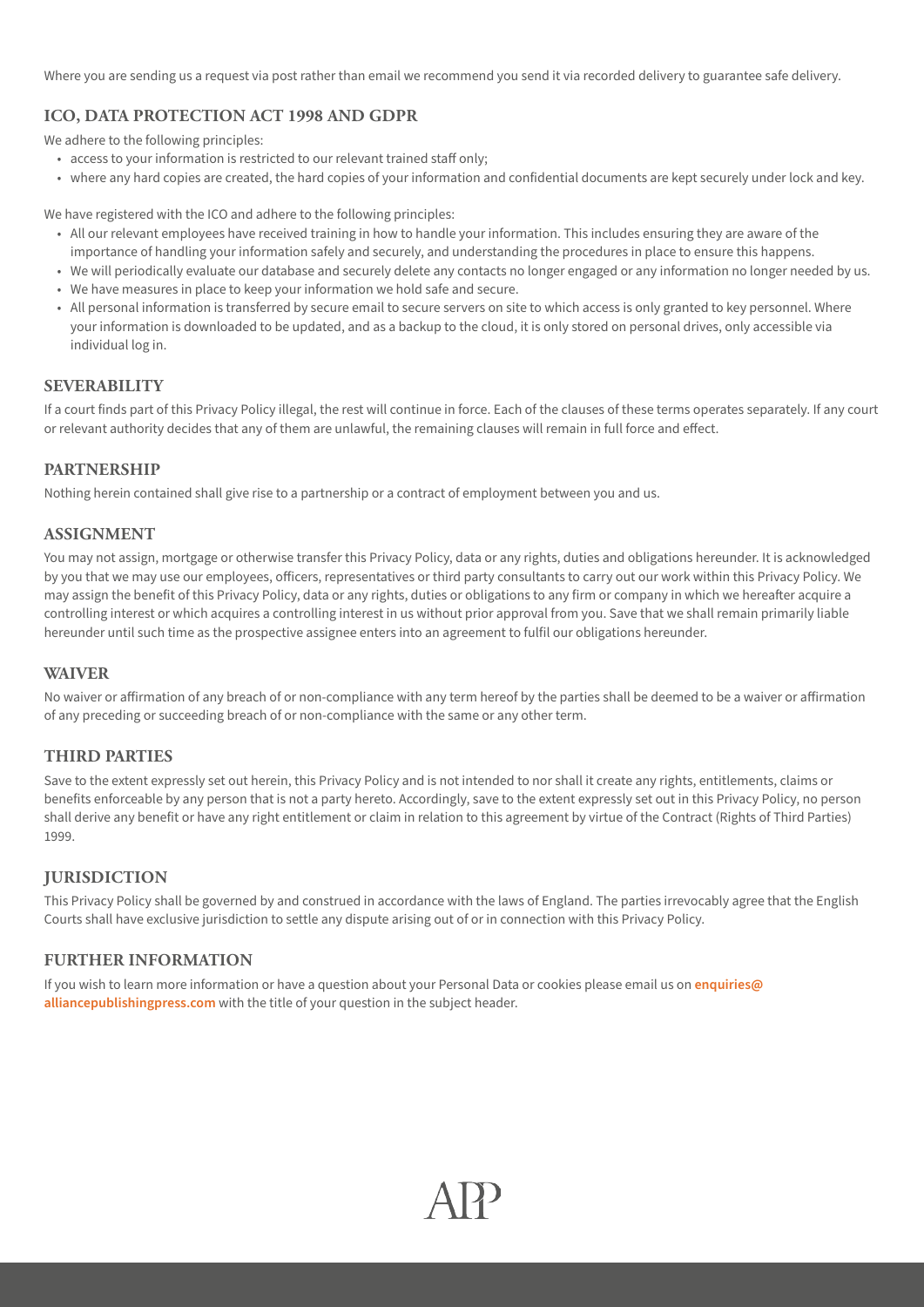Where you are sending us a request via post rather than email we recommend you send it via recorded delivery to guarantee safe delivery.

## ICO, DATA PROTECTION ACT 1998 AND GDPR

We adhere to the following principles:

- access to your information is restricted to our relevant trained staff only;
- where any hard copies are created, the hard copies of your information and confidential documents are kept securely under lock and key.

We have registered with the ICO and adhere to the following principles:

- All our relevant employees have received training in how to handle your information. This includes ensuring they are aware of the importance of handling your information safely and securely, and understanding the procedures in place to ensure this happens.
- We will periodically evaluate our database and securely delete any contacts no longer engaged or any information no longer needed by us.
- We have measures in place to keep your information we hold safe and secure.
- All personal information is transferred by secure email to secure servers on site to which access is only granted to key personnel. Where your information is downloaded to be updated, and as a backup to the cloud, it is only stored on personal drives, only accessible via individual log in.

## SEVERABILITY

If a court finds part of this Privacy Policy illegal, the rest will continue in force. Each of the clauses of these terms operates separately. If any court or relevant authority decides that any of them are unlawful, the remaining clauses will remain in full force and effect.

## PARTNERSHIP

Nothing herein contained shall give rise to a partnership or a contract of employment between you and us.

## ASSIGNMENT

You may not assign, mortgage or otherwise transfer this Privacy Policy, data or any rights, duties and obligations hereunder. It is acknowledged by you that we may use our employees, officers, representatives or third party consultants to carry out our work within this Privacy Policy. We may assign the benefit of this Privacy Policy, data or any rights, duties or obligations to any firm or company in which we hereafter acquire a controlling interest or which acquires a controlling interest in us without prior approval from you. Save that we shall remain primarily liable hereunder until such time as the prospective assignee enters into an agreement to fulfil our obligations hereunder.

## WAIVER

No waiver or affirmation of any breach of or non-compliance with any term hereof by the parties shall be deemed to be a waiver or affirmation of any preceding or succeeding breach of or non-compliance with the same or any other term.

## THIRD PARTIES

Save to the extent expressly set out herein, this Privacy Policy and is not intended to nor shall it create any rights, entitlements, claims or benefits enforceable by any person that is not a party hereto. Accordingly, save to the extent expressly set out in this Privacy Policy, no person shall derive any benefit or have any right entitlement or claim in relation to this agreement by virtue of the Contract (Rights of Third Parties) 1999.

## JURISDICTION

This Privacy Policy shall be governed by and construed in accordance with the laws of England. The parties irrevocably agree that the English Courts shall have exclusive jurisdiction to settle any dispute arising out of or in connection with this Privacy Policy.

## FURTHER INFORMATION

If you wish to learn more information or have a question about your Personal Data or cookies please email us on **enquiries@alliancepublishingpress.com** with the title of your question in the subject header.

APP